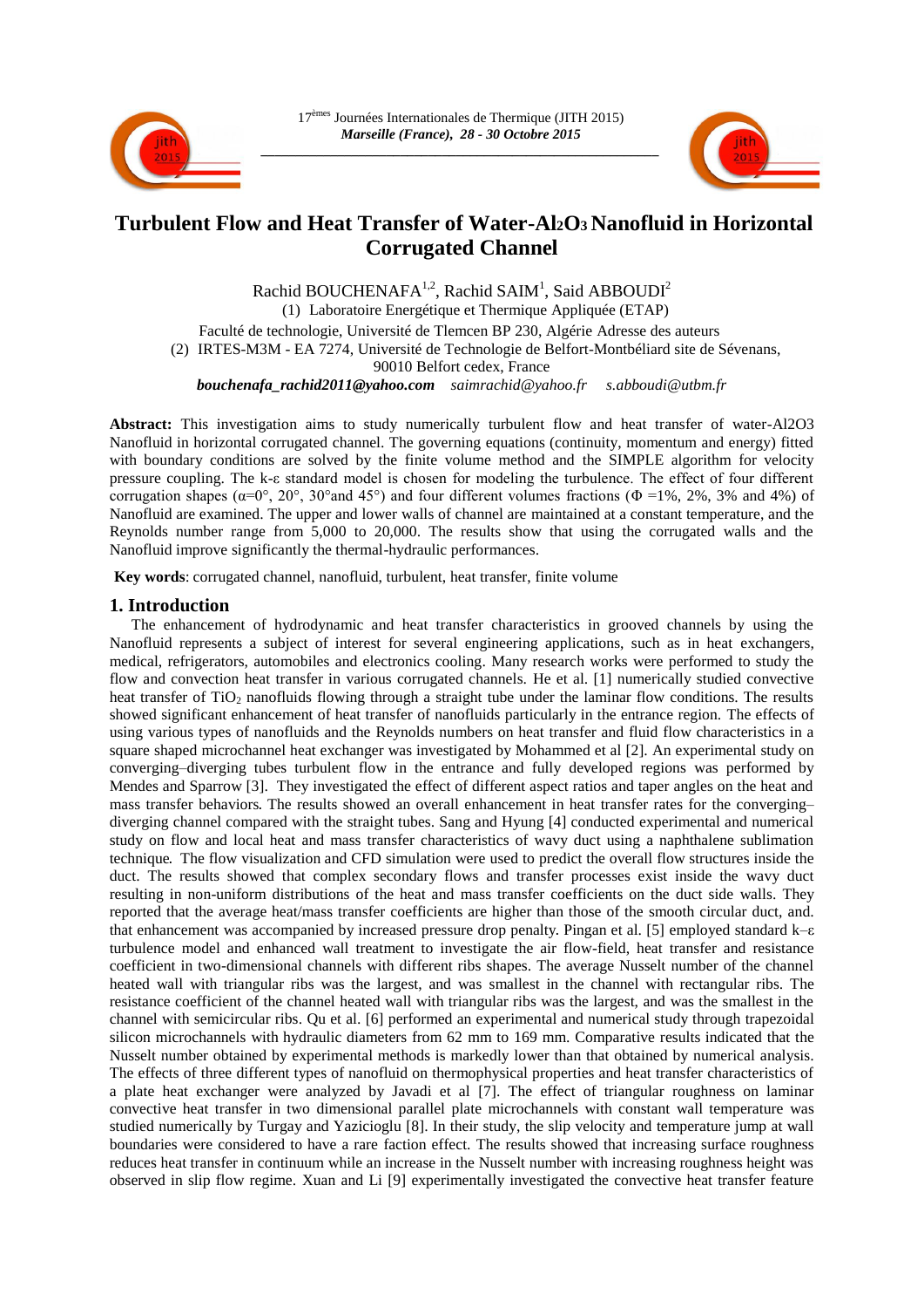17èmes Journées Internationales de Thermique (JITH 2015)
*Marseille (France), 28 - 30 Octobre 2015*

# Turbulent Flow and Heat Transfer of Water-$Al_2O_3$ Nanofluid in Horizontal Corrugated Channel

Rachid BOUCHENAFA[1,2], Rachid SAIM[1], Said ABBOUDI[2]

(1) Laboratoire Energétique et Thermique Appliquée (ETAP)

Faculté de technologie, Université de Tlemcen BP 230, Algérie Adresse des auteurs

(2) IRTES-M3M - EA 7274, Université de Technologie de Belfort-Montbéliard site de Sévenans, 90010 Belfort cedex, France

***bouchenafa_rachid2011@yahoo.com*** *saimrachid@yahoo.fr* *s.abboudi@utbm.fr*

**Abstract:** This investigation aims to study numerically turbulent flow and heat transfer of water-Al2O3 Nanofluid in horizontal corrugated channel. The governing equations (continuity, momentum and energy) fitted with boundary conditions are solved by the finite volume method and the SIMPLE algorithm for velocity pressure coupling. The k-ε standard model is chosen for modeling the turbulence. The effect of four different corrugation shapes (α=0°, 20°, 30°and 45°) and four different volumes fractions (Φ =1%, 2%, 3% and 4%) of Nanofluid are examined. The upper and lower walls of channel are maintained at a constant temperature, and the Reynolds number range from 5,000 to 20,000. The results show that using the corrugated walls and the Nanofluid improve significantly the thermal-hydraulic performances.

**Key words**: corrugated channel, nanofluid, turbulent, heat transfer, finite volume

## 1. Introduction

The enhancement of hydrodynamic and heat transfer characteristics in grooved channels by using the Nanofluid represents a subject of interest for several engineering applications, such as in heat exchangers, medical, refrigerators, automobiles and electronics cooling. Many research works were performed to study the flow and convection heat transfer in various corrugated channels. He et al. [1] numerically studied convective heat transfer of $TiO_2$ nanofluids flowing through a straight tube under the laminar flow conditions. The results showed significant enhancement of heat transfer of nanofluids particularly in the entrance region. The effects of using various types of nanofluids and the Reynolds numbers on heat transfer and fluid flow characteristics in a square shaped microchannel heat exchanger was investigated by Mohammed et al [2]. An experimental study on converging–diverging tubes turbulent flow in the entrance and fully developed regions was performed by Mendes and Sparrow [3]. They investigated the effect of different aspect ratios and taper angles on the heat and mass transfer behaviors. The results showed an overall enhancement in heat transfer rates for the converging–diverging channel compared with the straight tubes. Sang and Hyung [4] conducted experimental and numerical study on flow and local heat and mass transfer characteristics of wavy duct using a naphthalene sublimation technique. The flow visualization and CFD simulation were used to predict the overall flow structures inside the duct. The results showed that complex secondary flows and transfer processes exist inside the wavy duct resulting in non-uniform distributions of the heat and mass transfer coefficients on the duct side walls. They reported that the average heat/mass transfer coefficients are higher than those of the smooth circular duct, and. that enhancement was accompanied by increased pressure drop penalty. Pingan et al. [5] employed standard k–ε turbulence model and enhanced wall treatment to investigate the air flow-field, heat transfer and resistance coefficient in two-dimensional channels with different ribs shapes. The average Nusselt number of the channel heated wall with triangular ribs was the largest, and was smallest in the channel with rectangular ribs. The resistance coefficient of the channel heated wall with triangular ribs was the largest, and was the smallest in the channel with semicircular ribs. Qu et al. [6] performed an experimental and numerical study through trapezoidal silicon microchannels with hydraulic diameters from 62 mm to 169 mm. Comparative results indicated that the Nusselt number obtained by experimental methods is markedly lower than that obtained by numerical analysis. The effects of three different types of nanofluid on thermophysical properties and heat transfer characteristics of a plate heat exchanger were analyzed by Javadi et al [7]. The effect of triangular roughness on laminar convective heat transfer in two dimensional parallel plate microchannels with constant wall temperature was studied numerically by Turgay and Yazicioglu [8]. In their study, the slip velocity and temperature jump at wall boundaries were considered to have a rare faction effect. The results showed that increasing surface roughness reduces heat transfer in continuum while an increase in the Nusselt number with increasing roughness height was observed in slip flow regime. Xuan and Li [9] experimentally investigated the convective heat transfer feature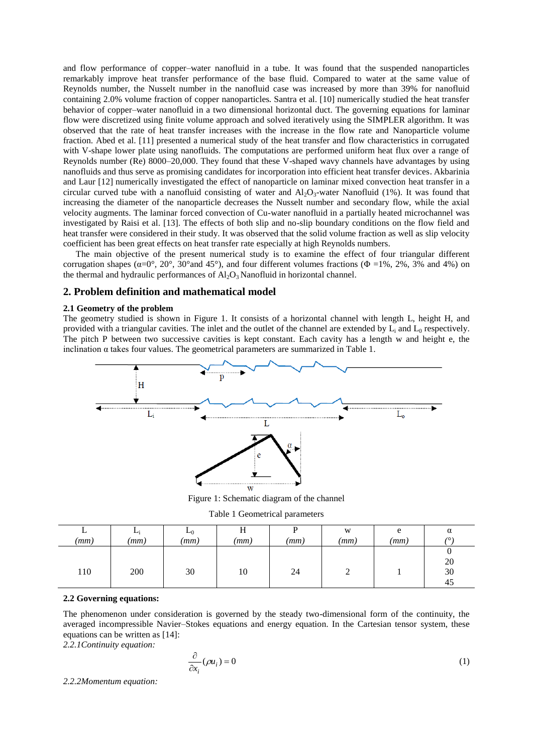and flow performance of copper–water nanofluid in a tube. It was found that the suspended nanoparticles remarkably improve heat transfer performance of the base fluid. Compared to water at the same value of Reynolds number, the Nusselt number in the nanofluid case was increased by more than 39% for nanofluid containing 2.0% volume fraction of copper nanoparticles. Santra et al. [10] numerically studied the heat transfer behavior of copper–water nanofluid in a two dimensional horizontal duct. The governing equations for laminar flow were discretized using finite volume approach and solved iteratively using the SIMPLER algorithm. It was observed that the rate of heat transfer increases with the increase in the flow rate and Nanoparticle volume fraction. Abed et al. [11] presented a numerical study of the heat transfer and flow characteristics in corrugated with V-shape lower plate using nanofluids. The computations are performed uniform heat flux over a range of Reynolds number (Re) 8000–20,000. They found that these V-shaped wavy channels have advantages by using nanofluids and thus serve as promising candidates for incorporation into efficient heat transfer devices. Akbarinia and Laur [12] numerically investigated the effect of nanoparticle on laminar mixed convection heat transfer in a circular curved tube with a nanofluid consisting of water and $Al_2O_3$-water Nanofluid (1%). It was found that increasing the diameter of the nanoparticle decreases the Nusselt number and secondary flow, while the axial velocity augments. The laminar forced convection of Cu-water nanofluid in a partially heated microchannel was investigated by Raisi et al. [13]. The effects of both slip and no-slip boundary conditions on the flow field and heat transfer were considered in their study. It was observed that the solid volume fraction as well as slip velocity coefficient has been great effects on heat transfer rate especially at high Reynolds numbers.

The main objective of the present numerical study is to examine the effect of four triangular different corrugation shapes ($\alpha$=0°, 20°, 30°and 45°), and four different volumes fractions ($\Phi$ =1%, 2%, 3% and 4%) on the thermal and hydraulic performances of $Al_2O_3$ Nanofluid in horizontal channel.

## 2. Problem definition and mathematical model

### 2.1 Geometry of the problem

The geometry studied is shown in Figure 1. It consists of a horizontal channel with length L, height H, and provided with a triangular cavities. The inlet and the outlet of the channel are extended by $L_i$ and $L_0$ respectively. The pitch P between two successive cavities is kept constant. Each cavity has a length w and height e, the inclination $\alpha$ takes four values. The geometrical parameters are summarized in Table 1.

Figure 1: Schematic diagram of the channel

Table 1 Geometrical parameters

| L *(mm)* | $L_i$ *(mm)* | $L_0$ *(mm)* | H *(mm)* | P *(mm)* | w *(mm)* | e *(mm)* | $\alpha$ (°) |
|---|---|---|---|---|---|---|---|
| 110 | 200 | 30 | 10 | 24 | 2 | 1 | 0<br>20<br>30<br>45 |

### 2.2 Governing equations:

The phenomenon under consideration is governed by the steady two-dimensional form of the continuity, the averaged incompressible Navier–Stokes equations and energy equation. In the Cartesian tensor system, these equations can be written as [14]:

*2.2.1Continuity equation:*

$$\frac{\partial}{\partial x_i}(\rho u_i) = 0 \tag{1}$$

*2.2.2Momentum equation:*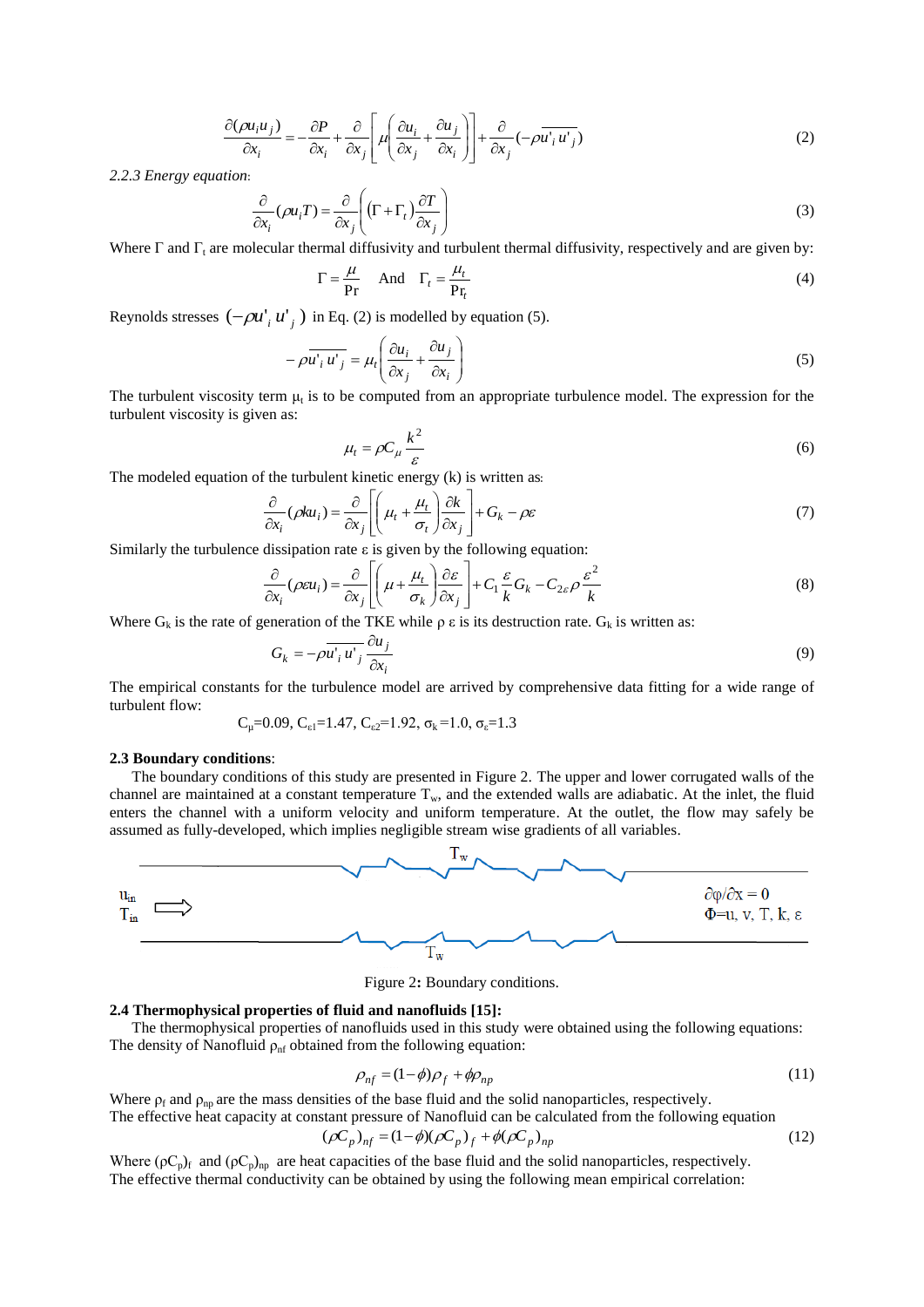$$\frac{\partial(\rho u_i u_j)}{\partial x_i} = -\frac{\partial P}{\partial x_i} + \frac{\partial}{\partial x_j}\left[\mu\left(\frac{\partial u_i}{\partial x_j} + \frac{\partial u_j}{\partial x_i}\right)\right] + \frac{\partial}{\partial x_j}(-\rho\overline{u'_i u'_j}) \tag{2}$$

*2.2.3 Energy equation*:

$$\frac{\partial}{\partial x_i}(\rho u_i T) = \frac{\partial}{\partial x_j}\left((\Gamma + \Gamma_t)\frac{\partial T}{\partial x_j}\right) \tag{3}$$

Where $\Gamma$ and $\Gamma_t$ are molecular thermal diffusivity and turbulent thermal diffusivity, respectively and are given by:

$$\Gamma = \frac{\mu}{\Pr} \quad \text{And} \quad \Gamma_t = \frac{\mu_t}{\Pr_t} \tag{4}$$

Reynolds stresses $(-\rho u'_i u'_j)$ in Eq. (2) is modelled by equation (5).

$$-\rho\overline{u'_i u'_j} = \mu_t\left(\frac{\partial u_i}{\partial x_j} + \frac{\partial u_j}{\partial x_i}\right) \tag{5}$$

The turbulent viscosity term $\mu_t$ is to be computed from an appropriate turbulence model. The expression for the turbulent viscosity is given as:

$$\mu_t = \rho C_\mu \frac{k^2}{\varepsilon} \tag{6}$$

The modeled equation of the turbulent kinetic energy (k) is written as:

$$\frac{\partial}{\partial x_i}(\rho k u_i) = \frac{\partial}{\partial x_j}\left[\left(\mu_t + \frac{\mu_t}{\sigma_t}\right)\frac{\partial k}{\partial x_j}\right] + G_k - \rho\varepsilon \tag{7}$$

Similarly the turbulence dissipation rate $\varepsilon$ is given by the following equation:

$$\frac{\partial}{\partial x_i}(\rho\varepsilon u_i) = \frac{\partial}{\partial x_j}\left[\left(\mu + \frac{\mu_t}{\sigma_k}\right)\frac{\partial \varepsilon}{\partial x_j}\right] + C_1\frac{\varepsilon}{k}G_k - C_{2\varepsilon}\rho\frac{\varepsilon^2}{k} \tag{8}$$

Where $G_k$ is the rate of generation of the TKE while $\rho\,\varepsilon$ is its destruction rate. $G_k$ is written as:

$$G_k = -\rho\overline{u'_i u'_j}\frac{\partial u_j}{\partial x_i} \tag{9}$$

The empirical constants for the turbulence model are arrived by comprehensive data fitting for a wide range of turbulent flow:

$C_\mu$=0.09, $C_{\varepsilon 1}$=1.47, $C_{\varepsilon 2}$=1.92, $\sigma_k$=1.0, $\sigma_\varepsilon$=1.3

**2.3 Boundary conditions**:

The boundary conditions of this study are presented in Figure 2. The upper and lower corrugated walls of the channel are maintained at a constant temperature $T_w$, and the extended walls are adiabatic. At the inlet, the fluid enters the channel with a uniform velocity and uniform temperature. At the outlet, the flow may safely be assumed as fully-developed, which implies negligible stream wise gradients of all variables.

Figure 2**:** Boundary conditions.

**2.4 Thermophysical properties of fluid and nanofluids [15]:**

The thermophysical properties of nanofluids used in this study were obtained using the following equations:
The density of Nanofluid $\rho_{nf}$ obtained from the following equation:

$$\rho_{nf} = (1-\phi)\rho_f + \phi\rho_{np} \tag{11}$$

Where $\rho_f$ and $\rho_{np}$ are the mass densities of the base fluid and the solid nanoparticles, respectively.
The effective heat capacity at constant pressure of Nanofluid can be calculated from the following equation

$$(\rho C_p)_{nf} = (1-\phi)(\rho C_p)_f + \phi(\rho C_p)_{np} \tag{12}$$

Where $(\rho C_p)_f$ and $(\rho C_p)_{np}$ are heat capacities of the base fluid and the solid nanoparticles, respectively.
The effective thermal conductivity can be obtained by using the following mean empirical correlation: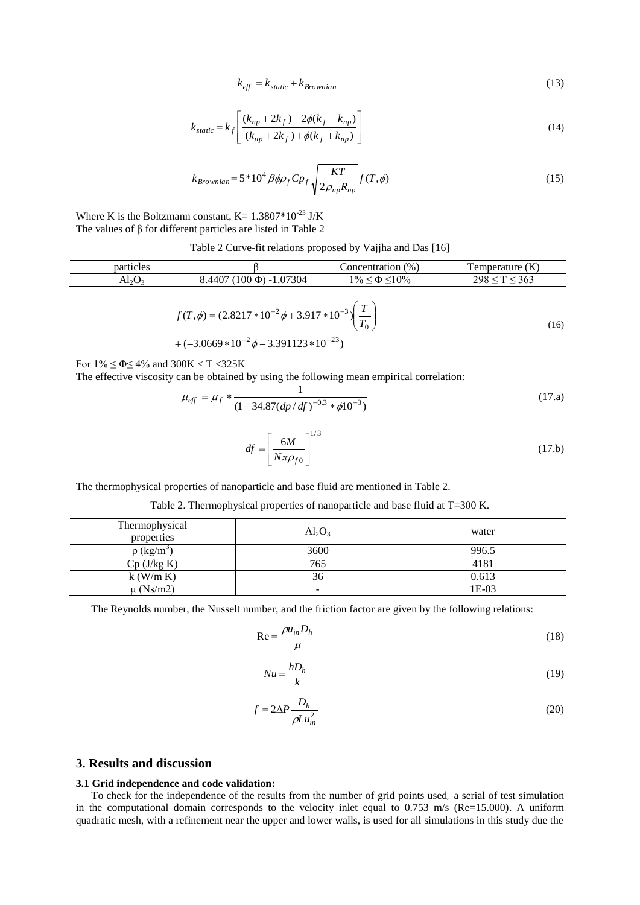$$k_{eff} = k_{static} + k_{Brownian} \tag{13}$$

$$k_{static} = k_f \left[ \frac{(k_{np} + 2k_f) - 2\phi(k_f - k_{np})}{(k_{np} + 2k_f) + \phi(k_f + k_{np})} \right] \tag{14}$$

$$k_{Brownian} = 5*10^4 \beta\phi\rho_f Cp_f \sqrt{\frac{KT}{2\rho_{np}R_{np}}} f(T,\phi) \tag{15}$$

Where K is the Boltzmann constant, K= 1.3807*10$^{-23}$ J/K

The values of β for different particles are listed in Table 2

Table 2 Curve-fit relations proposed by Vajjha and Das [16]

| particles | β | Concentration (%) | Temperature (K) |
|---|---|---|---|
| $Al_2O_3$ | 8.4407 (100 Φ) -1.07304 | 1% ≤ Φ ≤10% | 298 ≤ T ≤ 363 |

$$f(T,\phi) = (2.8217*10^{-2}\phi + 3.917*10^{-3})\left(\frac{T}{T_0}\right) + (-3.0669*10^{-2}\phi - 3.391123*10^{-23}) \tag{16}$$

For 1% ≤ Φ≤ 4% and 300K < T <325K

The effective viscosity can be obtained by using the following mean empirical correlation:

$$\mu_{eff} = \mu_f * \frac{1}{(1 - 34.87(dp/df)^{-0.3} * \phi 10^{-3})} \tag{17.a}$$

$$df = \left[\frac{6M}{N\pi\rho_{f0}}\right]^{1/3} \tag{17.b}$$

The thermophysical properties of nanoparticle and base fluid are mentioned in Table 2.

Table 2. Thermophysical properties of nanoparticle and base fluid at T=300 K.

| Thermophysical properties | $Al_2O_3$ | water |
|---|---|---|
| ρ (kg/m$^3$) | 3600 | 996.5 |
| Cp (J/kg K) | 765 | 4181 |
| k (W/m K) | 36 | 0.613 |
| μ (Ns/m2) | - | 1E-03 |

The Reynolds number, the Nusselt number, and the friction factor are given by the following relations:

$$\mathrm{Re} = \frac{\rho u_{in} D_h}{\mu} \tag{18}$$

$$Nu = \frac{hD_h}{k} \tag{19}$$

$$f = 2\Delta P \frac{D_h}{\rho L u_{in}^2} \tag{20}$$

## 3. Results and discussion

### 3.1 Grid independence and code validation:

To check for the independence of the results from the number of grid points used, a serial of test simulation in the computational domain corresponds to the velocity inlet equal to 0.753 m/s (Re=15.000). A uniform quadratic mesh, with a refinement near the upper and lower walls, is used for all simulations in this study due the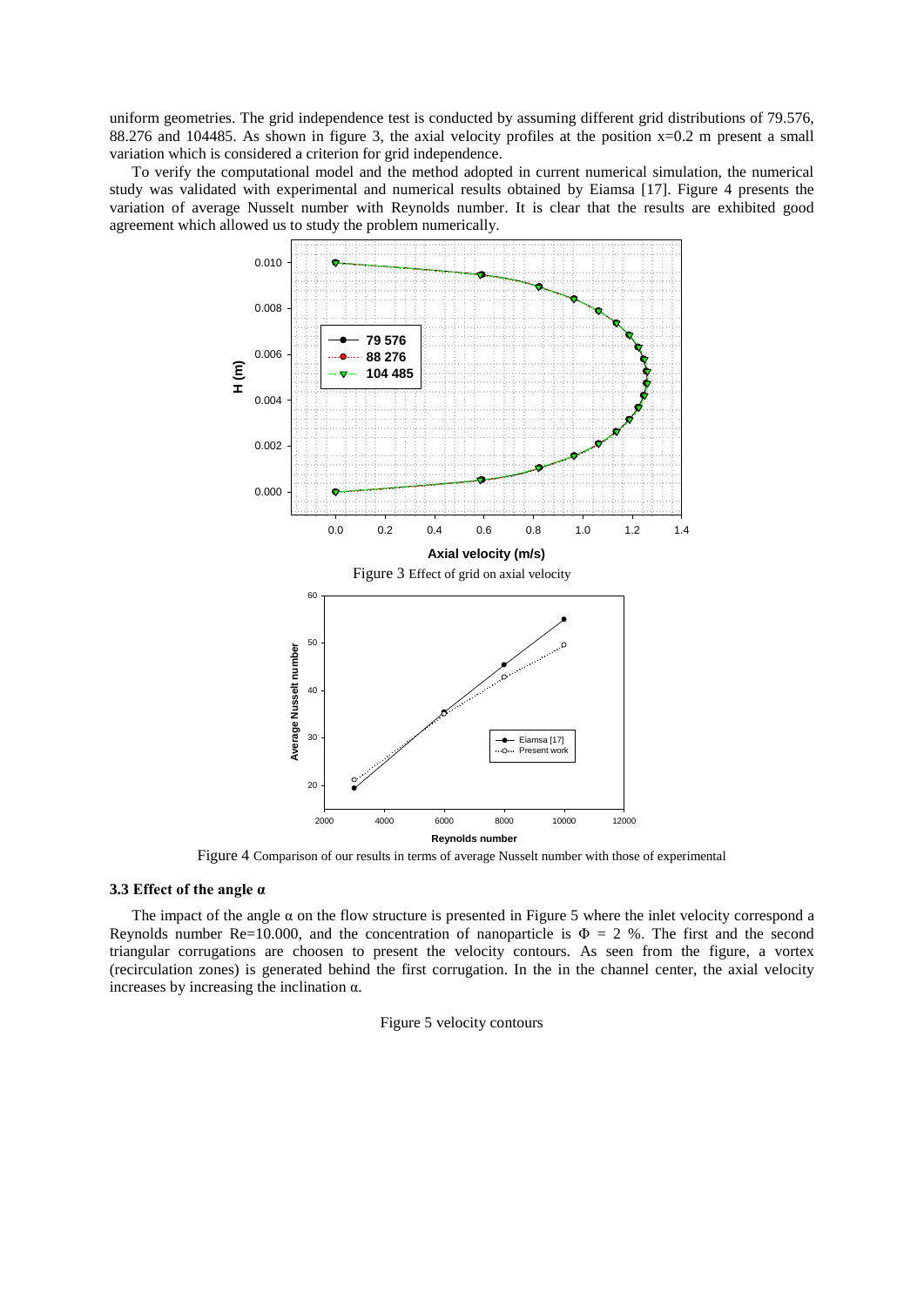uniform geometries. The grid independence test is conducted by assuming different grid distributions of 79.576, 88.276 and 104485. As shown in figure 3, the axial velocity profiles at the position x=0.2 m present a small variation which is considered a criterion for grid independence.

To verify the computational model and the method adopted in current numerical simulation, the numerical study was validated with experimental and numerical results obtained by Eiamsa [17]. Figure 4 presents the variation of average Nusselt number with Reynolds number. It is clear that the results are exhibited good agreement which allowed us to study the problem numerically.

Figure 3 Effect of grid on axial velocity

Figure 4 Comparison of our results in terms of average Nusselt number with those of experimental

### 3.3 Effect of the angle α

The impact of the angle α on the flow structure is presented in Figure 5 where the inlet velocity correspond a Reynolds number Re=10.000, and the concentration of nanoparticle is $\Phi = 2$ %. The first and the second triangular corrugations are choosen to present the velocity contours. As seen from the figure, a vortex (recirculation zones) is generated behind the first corrugation. In the in the channel center, the axial velocity increases by increasing the inclination α.

Figure 5 velocity contours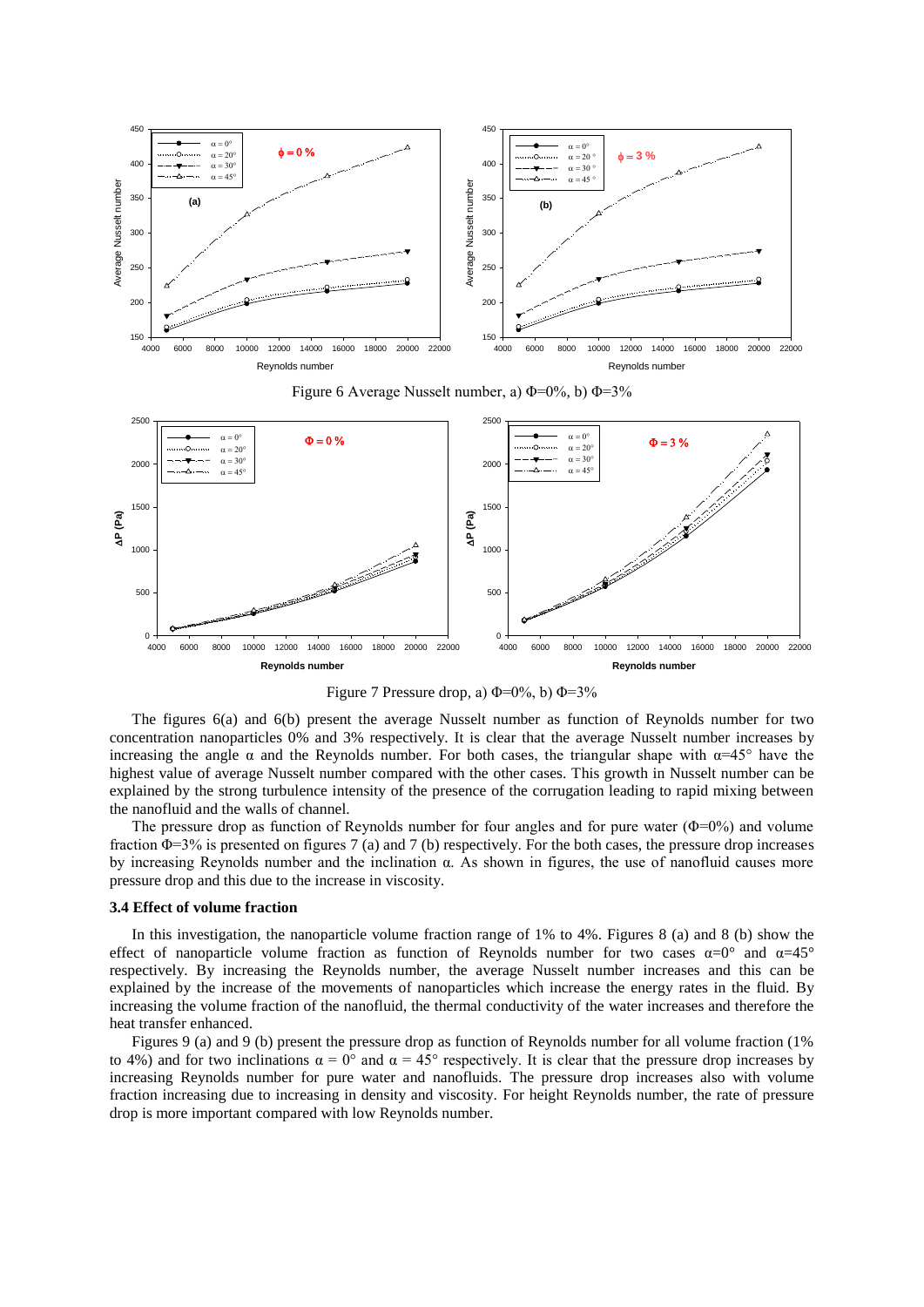Figure 6 Average Nusselt number, a) $\Phi$=0%, b) $\Phi$=3%

Figure 7 Pressure drop, a) $\Phi$=0%, b) $\Phi$=3%

The figures 6(a) and 6(b) present the average Nusselt number as function of Reynolds number for two concentration nanoparticles 0% and 3% respectively. It is clear that the average Nusselt number increases by increasing the angle $\alpha$ and the Reynolds number. For both cases, the triangular shape with $\alpha$=45° have the highest value of average Nusselt number compared with the other cases. This growth in Nusselt number can be explained by the strong turbulence intensity of the presence of the corrugation leading to rapid mixing between the nanofluid and the walls of channel.

The pressure drop as function of Reynolds number for four angles and for pure water ($\Phi$=0%) and volume fraction $\Phi$=3% is presented on figures 7 (a) and 7 (b) respectively. For the both cases, the pressure drop increases by increasing Reynolds number and the inclination $\alpha$. As shown in figures, the use of nanofluid causes more pressure drop and this due to the increase in viscosity.

### 3.4 Effect of volume fraction

In this investigation, the nanoparticle volume fraction range of 1% to 4%. Figures 8 (a) and 8 (b) show the effect of nanoparticle volume fraction as function of Reynolds number for two cases $\alpha$=0° and $\alpha$=45° respectively. By increasing the Reynolds number, the average Nusselt number increases and this can be explained by the increase of the movements of nanoparticles which increase the energy rates in the fluid. By increasing the volume fraction of the nanofluid, the thermal conductivity of the water increases and therefore the heat transfer enhanced.

Figures 9 (a) and 9 (b) present the pressure drop as function of Reynolds number for all volume fraction (1% to 4%) and for two inclinations $\alpha$ = 0° and $\alpha$ = 45° respectively. It is clear that the pressure drop increases by increasing Reynolds number for pure water and nanofluids. The pressure drop increases also with volume fraction increasing due to increasing in density and viscosity. For height Reynolds number, the rate of pressure drop is more important compared with low Reynolds number.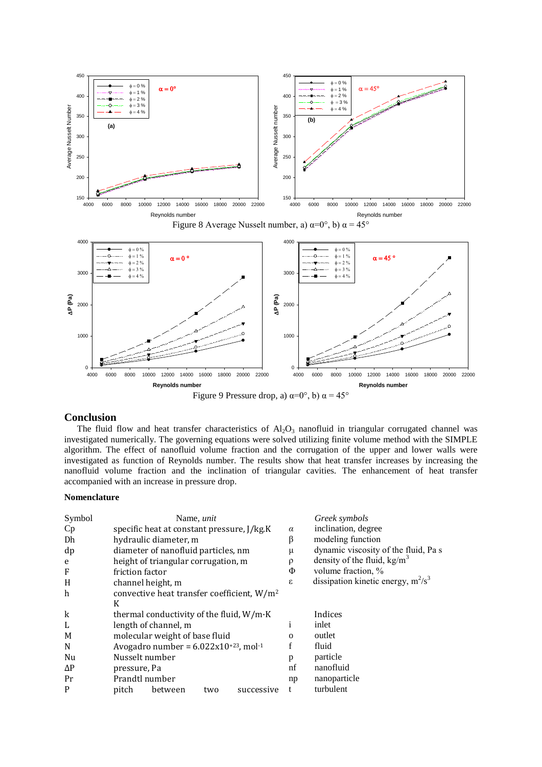Figure 8 Average Nusselt number, a) α=0°, b) α = 45°

Figure 9 Pressure drop, a) α=0°, b) α = 45°

## Conclusion

The fluid flow and heat transfer characteristics of $Al_2O_3$ nanofluid in triangular corrugated channel was investigated numerically. The governing equations were solved utilizing finite volume method with the SIMPLE algorithm. The effect of nanofluid volume fraction and the corrugation of the upper and lower walls were investigated as function of Reynolds number. The results show that heat transfer increases by increasing the nanofluid volume fraction and the inclination of triangular cavities. The enhancement of heat transfer accompanied with an increase in pressure drop.

### Nomenclature

| Symbol | Name, *unit* | | *Greek symbols* |
|---|---|---|---|
| Cp | specific heat at constant pressure, J/kg.K | $\alpha$ | inclination, degree |
| Dh | hydraulic diameter, m | $\beta$ | modeling function |
| dp | diameter of nanofluid particles, nm | $\mu$ | dynamic viscosity of the fluid, Pa s |
| e | height of triangular corrugation, m | $\rho$ | density of the fluid, $kg/m^3$ |
| F | friction factor | $\Phi$ | volume fraction, % |
| H | channel height, m | $\varepsilon$ | dissipation kinetic energy, $m^2/s^3$ |
| h | convective heat transfer coefficient, $W/m^2$ K | | |
| k | thermal conductivity of the fluid, W/m·K | | Indices |
| L | length of channel, m | i | inlet |
| M | molecular weight of base fluid | o | outlet |
| N | Avogadro number = $6.022\times10^{+23}$, $mol^{-1}$ | f | fluid |
| Nu | Nusselt number | p | particle |
| ΔP | pressure, Pa | nf | nanofluid |
| Pr | Prandtl number | np | nanoparticle |
| P | pitch between two successive | t | turbulent |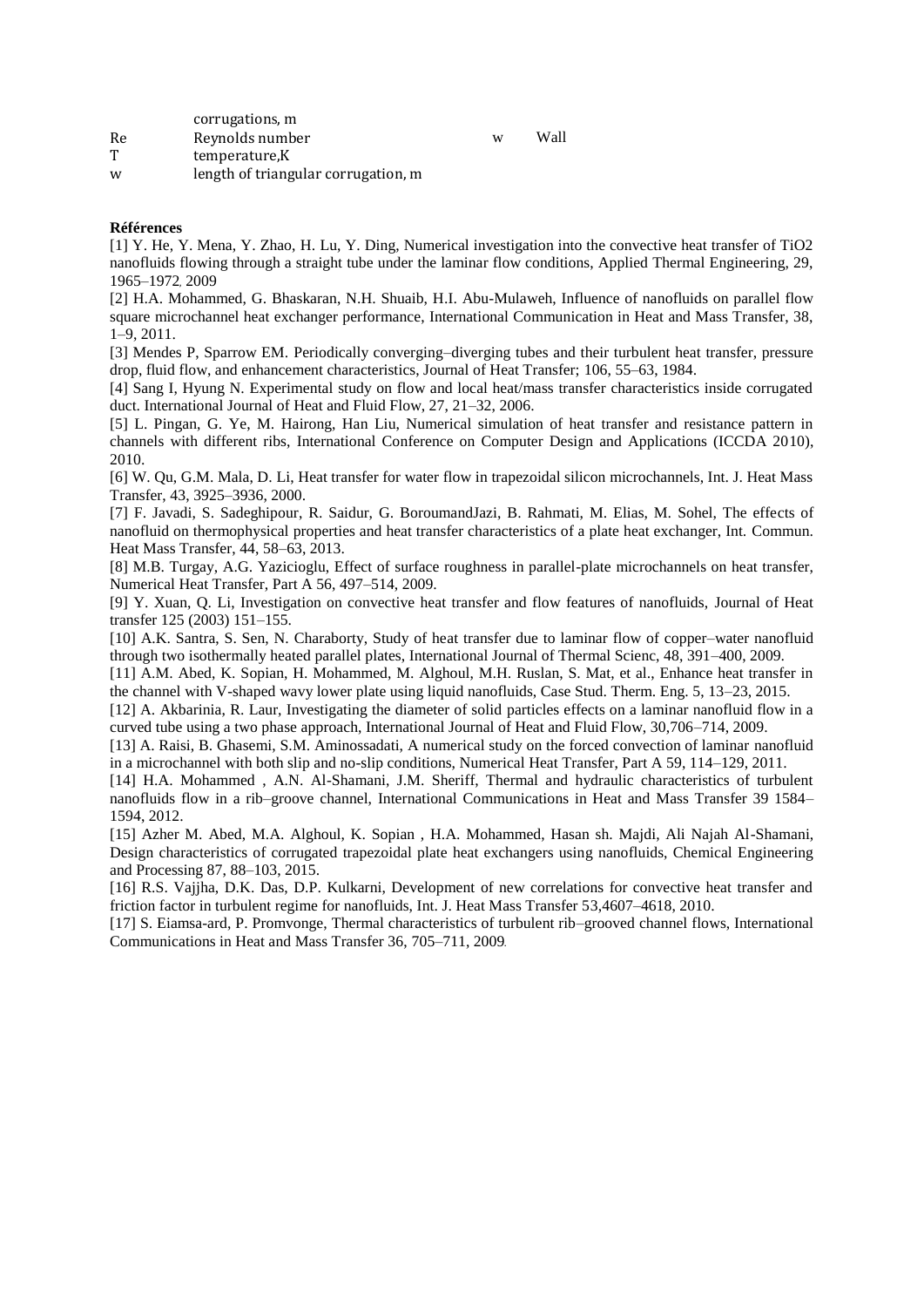| | | | |
|---|---|---|---|
| | corrugations, m | | |
| Re | Reynolds number | w | Wall |
| T | temperature,K | | |
| w | length of triangular corrugation, m | | |

**Références**

[1] Y. He, Y. Mena, Y. Zhao, H. Lu, Y. Ding, Numerical investigation into the convective heat transfer of TiO2 nanofluids flowing through a straight tube under the laminar flow conditions, Applied Thermal Engineering, 29, 1965–1972, 2009

[2] H.A. Mohammed, G. Bhaskaran, N.H. Shuaib, H.I. Abu-Mulaweh, Influence of nanofluids on parallel flow square microchannel heat exchanger performance, International Communication in Heat and Mass Transfer, 38, 1–9, 2011.

[3] Mendes P, Sparrow EM. Periodically converging–diverging tubes and their turbulent heat transfer, pressure drop, fluid flow, and enhancement characteristics, Journal of Heat Transfer; 106, 55–63, 1984.

[4] Sang I, Hyung N. Experimental study on flow and local heat/mass transfer characteristics inside corrugated duct. International Journal of Heat and Fluid Flow, 27, 21–32, 2006.

[5] L. Pingan, G. Ye, M. Hairong, Han Liu, Numerical simulation of heat transfer and resistance pattern in channels with different ribs, International Conference on Computer Design and Applications (ICCDA 2010), 2010.

[6] W. Qu, G.M. Mala, D. Li, Heat transfer for water flow in trapezoidal silicon microchannels, Int. J. Heat Mass Transfer, 43, 3925–3936, 2000.

[7] F. Javadi, S. Sadeghipour, R. Saidur, G. BoroumandJazi, B. Rahmati, M. Elias, M. Sohel, The effects of nanofluid on thermophysical properties and heat transfer characteristics of a plate heat exchanger, Int. Commun. Heat Mass Transfer, 44, 58–63, 2013.

[8] M.B. Turgay, A.G. Yazicioglu, Effect of surface roughness in parallel-plate microchannels on heat transfer, Numerical Heat Transfer, Part A 56, 497–514, 2009.

[9] Y. Xuan, Q. Li, Investigation on convective heat transfer and flow features of nanofluids, Journal of Heat transfer 125 (2003) 151–155.

[10] A.K. Santra, S. Sen, N. Charaborty, Study of heat transfer due to laminar flow of copper–water nanofluid through two isothermally heated parallel plates, International Journal of Thermal Scienc, 48, 391–400, 2009.

[11] A.M. Abed, K. Sopian, H. Mohammed, M. Alghoul, M.H. Ruslan, S. Mat, et al., Enhance heat transfer in the channel with V-shaped wavy lower plate using liquid nanofluids, Case Stud. Therm. Eng. 5, 13–23, 2015.

[12] A. Akbarinia, R. Laur, Investigating the diameter of solid particles effects on a laminar nanofluid flow in a curved tube using a two phase approach, International Journal of Heat and Fluid Flow, 30,706–714, 2009.

[13] A. Raisi, B. Ghasemi, S.M. Aminossadati, A numerical study on the forced convection of laminar nanofluid in a microchannel with both slip and no-slip conditions, Numerical Heat Transfer, Part A 59, 114–129, 2011.

[14] H.A. Mohammed , A.N. Al-Shamani, J.M. Sheriff, Thermal and hydraulic characteristics of turbulent nanofluids flow in a rib–groove channel, International Communications in Heat and Mass Transfer 39 1584–1594, 2012.

[15] Azher M. Abed, M.A. Alghoul, K. Sopian , H.A. Mohammed, Hasan sh. Majdi, Ali Najah Al-Shamani, Design characteristics of corrugated trapezoidal plate heat exchangers using nanofluids, Chemical Engineering and Processing 87, 88–103, 2015.

[16] R.S. Vajjha, D.K. Das, D.P. Kulkarni, Development of new correlations for convective heat transfer and friction factor in turbulent regime for nanofluids, Int. J. Heat Mass Transfer 53,4607–4618, 2010.

[17] S. Eiamsa-ard, P. Promvonge, Thermal characteristics of turbulent rib–grooved channel flows, International Communications in Heat and Mass Transfer 36, 705–711, 2009.